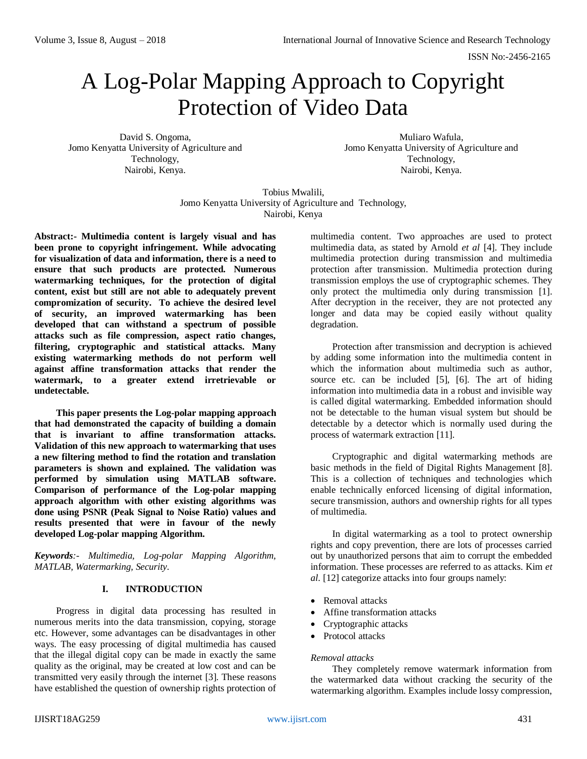# A Log-Polar Mapping Approach to Copyright Protection of Video Data

David S. Ongoma,
Jomo Kenyatta University of Agriculture and Technology,
Nairobi, Kenya.

Muliaro Wafula,
Jomo Kenyatta University of Agriculture and Technology,
Nairobi, Kenya.

Tobius Mwalili,
Jomo Kenyatta University of Agriculture and Technology,
Nairobi, Kenya

**Abstract:- Multimedia content is largely visual and has been prone to copyright infringement. While advocating for visualization of data and information, there is a need to ensure that such products are protected. Numerous watermarking techniques, for the protection of digital content, exist but still are not able to adequately prevent compromization of security. To achieve the desired level of security, an improved watermarking has been developed that can withstand a spectrum of possible attacks such as file compression, aspect ratio changes, filtering, cryptographic and statistical attacks. Many existing watermarking methods do not perform well against affine transformation attacks that render the watermark, to a greater extend irretrievable or undetectable.**

**This paper presents the Log-polar mapping approach that had demonstrated the capacity of building a domain that is invariant to affine transformation attacks. Validation of this new approach to watermarking that uses a new filtering method to find the rotation and translation parameters is shown and explained. The validation was performed by simulation using MATLAB software. Comparison of performance of the Log-polar mapping approach algorithm with other existing algorithms was done using PSNR (Peak Signal to Noise Ratio) values and results presented that were in favour of the newly developed Log-polar mapping Algorithm.**

***Keywords**:- Multimedia, Log-polar Mapping Algorithm, MATLAB, Watermarking, Security.*

## I. INTRODUCTION

Progress in digital data processing has resulted in numerous merits into the data transmission, copying, storage etc. However, some advantages can be disadvantages in other ways. The easy processing of digital multimedia has caused that the illegal digital copy can be made in exactly the same quality as the original, may be created at low cost and can be transmitted very easily through the internet [3]. These reasons have established the question of ownership rights protection of multimedia content. Two approaches are used to protect multimedia data, as stated by Arnold *et al* [4]. They include multimedia protection during transmission and multimedia protection after transmission. Multimedia protection during transmission employs the use of cryptographic schemes. They only protect the multimedia only during transmission [1]. After decryption in the receiver, they are not protected any longer and data may be copied easily without quality degradation.

Protection after transmission and decryption is achieved by adding some information into the multimedia content in which the information about multimedia such as author, source etc. can be included [5], [6]. The art of hiding information into multimedia data in a robust and invisible way is called digital watermarking. Embedded information should not be detectable to the human visual system but should be detectable by a detector which is normally used during the process of watermark extraction [11].

Cryptographic and digital watermarking methods are basic methods in the field of Digital Rights Management [8]. This is a collection of techniques and technologies which enable technically enforced licensing of digital information, secure transmission, authors and ownership rights for all types of multimedia.

In digital watermarking as a tool to protect ownership rights and copy prevention, there are lots of processes carried out by unauthorized persons that aim to corrupt the embedded information. These processes are referred to as attacks. Kim *et al.* [12] categorize attacks into four groups namely:

- Removal attacks
- Affine transformation attacks
- Cryptographic attacks
- Protocol attacks

*Removal attacks*

They completely remove watermark information from the watermarked data without cracking the security of the watermarking algorithm. Examples include lossy compression,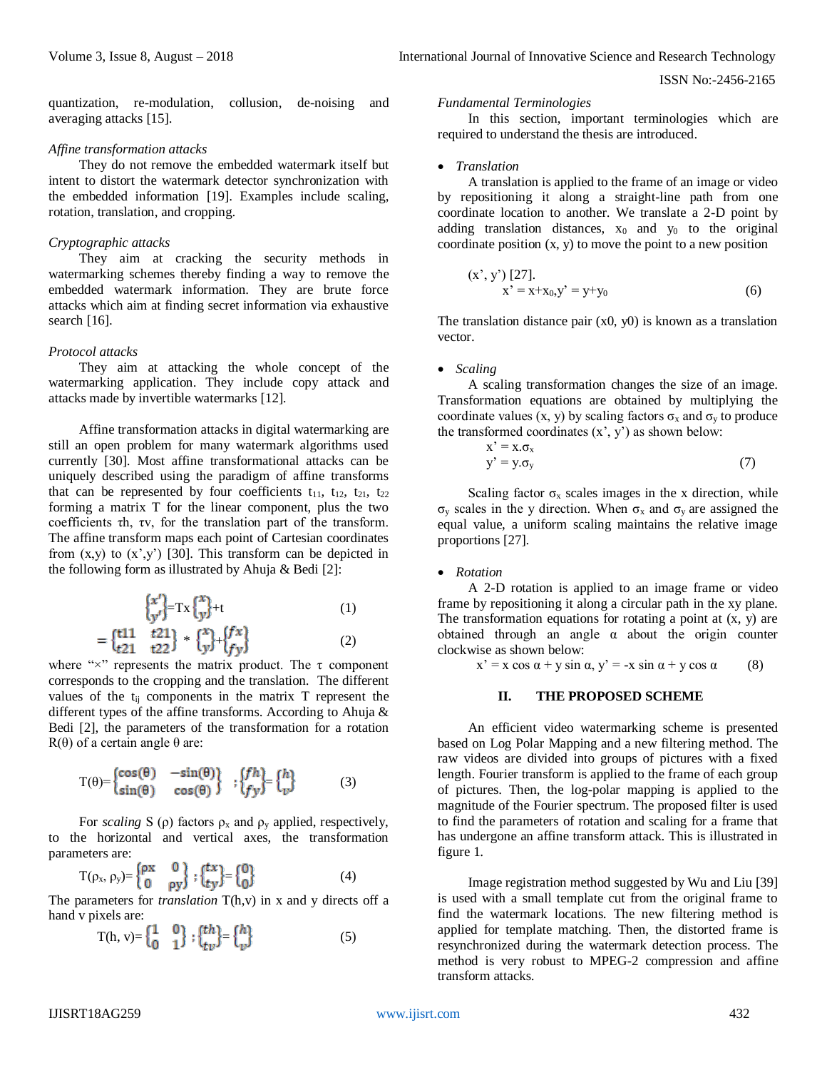quantization, re-modulation, collusion, de-noising and averaging attacks [15].

*Affine transformation attacks*

They do not remove the embedded watermark itself but intent to distort the watermark detector synchronization with the embedded information [19]. Examples include scaling, rotation, translation, and cropping.

*Cryptographic attacks*

They aim at cracking the security methods in watermarking schemes thereby finding a way to remove the embedded watermark information. They are brute force attacks which aim at finding secret information via exhaustive search [16].

*Protocol attacks*

They aim at attacking the whole concept of the watermarking application. They include copy attack and attacks made by invertible watermarks [12].

Affine transformation attacks in digital watermarking are still an open problem for many watermark algorithms used currently [30]. Most affine transformational attacks can be uniquely described using the paradigm of affine transforms that can be represented by four coefficients $t_{11}$, $t_{12}$, $t_{21}$, $t_{22}$ forming a matrix T for the linear component, plus the two coefficients τh, τv, for the translation part of the transform. The affine transform maps each point of Cartesian coordinates from (x,y) to (x',y') [30]. This transform can be depicted in the following form as illustrated by Ahuja & Bedi [2]:

$$\begin{Bmatrix} x' \\ y' \end{Bmatrix} = \mathrm{T}\times \begin{Bmatrix} x \\ y \end{Bmatrix} + \mathrm{t} \qquad (1)$$

$$= \begin{Bmatrix} t11 & t21 \\ t21 & t22 \end{Bmatrix} * \begin{Bmatrix} x \\ y \end{Bmatrix} + \begin{Bmatrix} fx \\ fy \end{Bmatrix} \qquad (2)$$

where "×" represents the matrix product. The τ component corresponds to the cropping and the translation. The different values of the $t_{ij}$ components in the matrix T represent the different types of the affine transforms. According to Ahuja & Bedi [2], the parameters of the transformation for a rotation R(θ) of a certain angle θ are:

$$\mathrm{T}(\theta) = \begin{Bmatrix} \cos(\theta) & -\sin(\theta) \\ \sin(\theta) & \cos(\theta) \end{Bmatrix} \; ; \begin{Bmatrix} fh \\ fy \end{Bmatrix} = \begin{Bmatrix} h \\ v \end{Bmatrix} \qquad (3)$$

For *scaling* S (ρ) factors $\rho_x$ and $\rho_y$ applied, respectively, to the horizontal and vertical axes, the transformation parameters are:

$$\mathrm{T}(\rho_x, \rho_y) = \begin{Bmatrix} \rho x & 0 \\ 0 & \rho y \end{Bmatrix} \; ; \begin{Bmatrix} tx \\ ty \end{Bmatrix} = \begin{Bmatrix} 0 \\ 0 \end{Bmatrix} \qquad (4)$$

The parameters for *translation* T(h,v) in x and y directs off a hand v pixels are:

$$\mathrm{T}(h, v) = \begin{Bmatrix} 1 & 0 \\ 0 & 1 \end{Bmatrix} \; ; \begin{Bmatrix} th \\ tv \end{Bmatrix} = \begin{Bmatrix} h \\ v \end{Bmatrix} \qquad (5)$$

*Fundamental Terminologies*

In this section, important terminologies which are required to understand the thesis are introduced.

- *Translation*

A translation is applied to the frame of an image or video by repositioning it along a straight-line path from one coordinate location to another. We translate a 2-D point by adding translation distances, $x_0$ and $y_0$ to the original coordinate position (x, y) to move the point to a new position

(x', y') [27].

$$x' = x + x_0, y' = y + y_0 \qquad (6)$$

The translation distance pair (x0, y0) is known as a translation vector.

- *Scaling*

A scaling transformation changes the size of an image. Transformation equations are obtained by multiplying the coordinate values (x, y) by scaling factors $\sigma_x$ and $\sigma_y$ to produce the transformed coordinates (x', y') as shown below:

$$x' = x.\sigma_x$$
$$y' = y.\sigma_y \qquad (7)$$

Scaling factor $\sigma_x$ scales images in the x direction, while $\sigma_y$ scales in the y direction. When $\sigma_x$ and $\sigma_y$ are assigned the equal value, a uniform scaling maintains the relative image proportions [27].

- *Rotation*

A 2-D rotation is applied to an image frame or video frame by repositioning it along a circular path in the xy plane. The transformation equations for rotating a point at (x, y) are obtained through an angle α about the origin counter clockwise as shown below:

$$x' = x \cos \alpha + y \sin \alpha, \; y' = -x \sin \alpha + y \cos \alpha \qquad (8)$$

## II. THE PROPOSED SCHEME

An efficient video watermarking scheme is presented based on Log Polar Mapping and a new filtering method. The raw videos are divided into groups of pictures with a fixed length. Fourier transform is applied to the frame of each group of pictures. Then, the log-polar mapping is applied to the magnitude of the Fourier spectrum. The proposed filter is used to find the parameters of rotation and scaling for a frame that has undergone an affine transform attack. This is illustrated in figure 1.

Image registration method suggested by Wu and Liu [39] is used with a small template cut from the original frame to find the watermark locations. The new filtering method is applied for template matching. Then, the distorted frame is resynchronized during the watermark detection process. The method is very robust to MPEG-2 compression and affine transform attacks.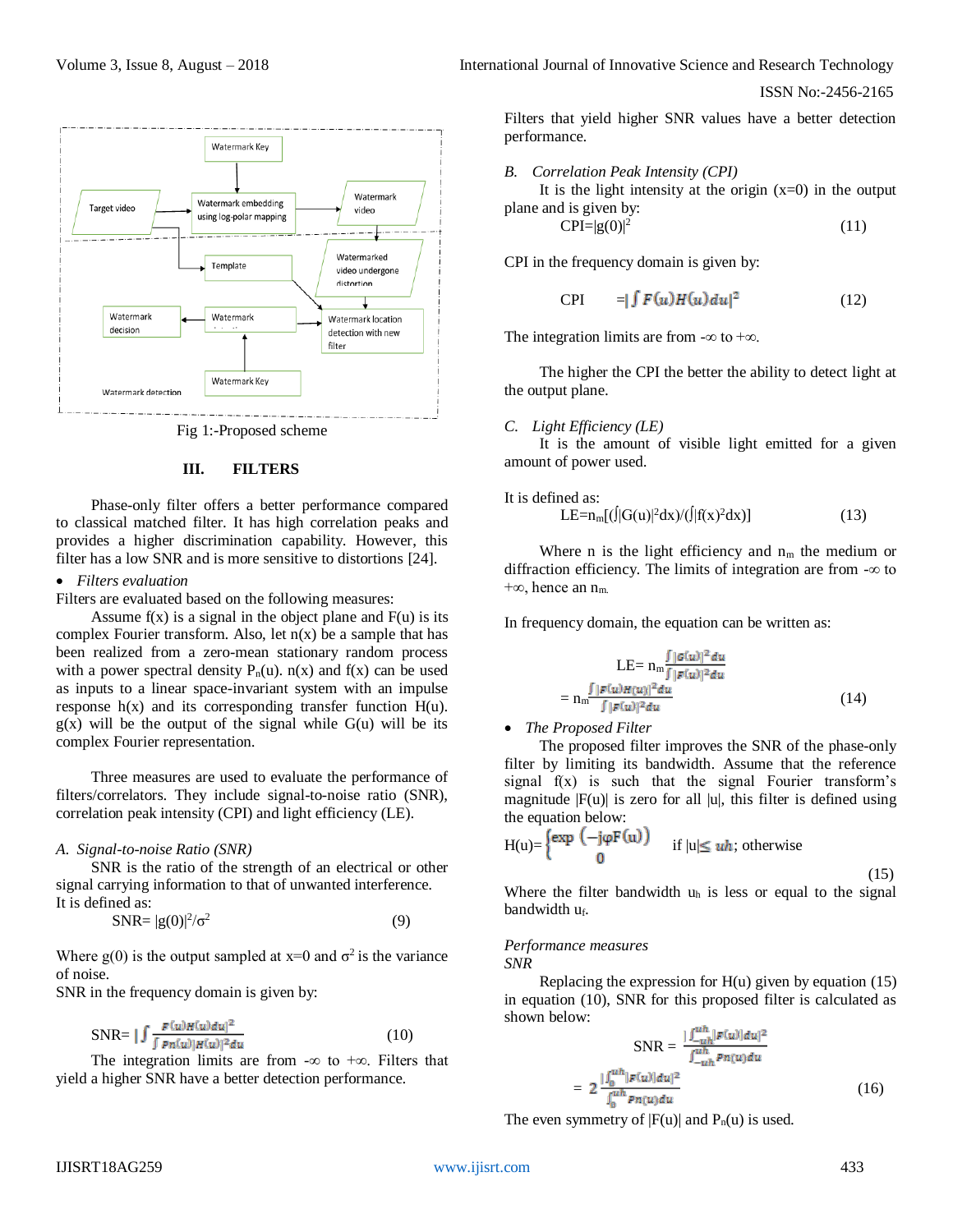Fig 1:-Proposed scheme

## III. FILTERS

Phase-only filter offers a better performance compared to classical matched filter. It has high correlation peaks and provides a higher discrimination capability. However, this filter has a low SNR and is more sensitive to distortions [24].

- *Filters evaluation*

Filters are evaluated based on the following measures:

Assume f(x) is a signal in the object plane and F(u) is its complex Fourier transform. Also, let n(x) be a sample that has been realized from a zero-mean stationary random process with a power spectral density $P_n(u)$. n(x) and f(x) can be used as inputs to a linear space-invariant system with an impulse response h(x) and its corresponding transfer function H(u). g(x) will be the output of the signal while G(u) will be its complex Fourier representation.

Three measures are used to evaluate the performance of filters/correlators. They include signal-to-noise ratio (SNR), correlation peak intensity (CPI) and light efficiency (LE).

### *A. Signal-to-noise Ratio (SNR)*

SNR is the ratio of the strength of an electrical or other signal carrying information to that of unwanted interference.
It is defined as:

$$\text{SNR}= |g(0)|^2/\sigma^2 \tag{9}$$

Where g(0) is the output sampled at x=0 and $\sigma^2$ is the variance of noise.
SNR in the frequency domain is given by:

$$\text{SNR}= \frac{|\int F(u)H(u)du|^2}{\int Pn(u)|H(u)|^2du} \tag{10}$$

The integration limits are from $-\infty$ to $+\infty$. Filters that yield a higher SNR have a better detection performance.

Filters that yield higher SNR values have a better detection performance.

### *B. Correlation Peak Intensity (CPI)*

It is the light intensity at the origin (x=0) in the output plane and is given by:

$$\text{CPI}=|g(0)|^2 \tag{11}$$

CPI in the frequency domain is given by:

$$\text{CPI} =|\int F(u)H(u)du|^2 \tag{12}$$

The integration limits are from $-\infty$ to $+\infty$.

The higher the CPI the better the ability to detect light at the output plane.

### *C. Light Efficiency (LE)*

It is the amount of visible light emitted for a given amount of power used.

It is defined as:

$$\text{LE}=n_m[(\int|G(u)|^2dx)/(\int|f(x)^2dx)] \tag{13}$$

Where n is the light efficiency and $n_m$ the medium or diffraction efficiency. The limits of integration are from $-\infty$ to $+\infty$, hence an $n_m$.

In frequency domain, the equation can be written as:

$$\text{LE}= n_m\frac{\int|G(u)|^2du}{\int|F(u)|^2du}$$
$$= n_m\frac{\int|F(u)H(u)|^2du}{\int|F(u)|^2du} \tag{14}$$

- *The Proposed Filter*

The proposed filter improves the SNR of the phase-only filter by limiting its bandwidth. Assume that the reference signal f(x) is such that the signal Fourier transform's magnitude |F(u)| is zero for all |u|, this filter is defined using the equation below:

$$H(u)=\begin{cases}\exp\left(-j\varphi F(u)\right) & \text{if } |u|\leq u_h\text{; otherwise}\\ 0 & \end{cases} \tag{15}$$

Where the filter bandwidth $u_h$ is less or equal to the signal bandwidth $u_f$.

*Performance measures*
*SNR*

Replacing the expression for H(u) given by equation (15) in equation (10), SNR for this proposed filter is calculated as shown below:

$$\text{SNR} = \frac{|\int_{-uh}^{uh}|F(u)|du|^2}{\int_{-uh}^{uh}Pn(u)du}$$
$$= 2\frac{|\int_{0}^{uh}|F(u)|du|^2}{\int_{0}^{uh}Pn(u)du} \tag{16}$$

The even symmetry of |F(u)| and $P_n(u)$ is used.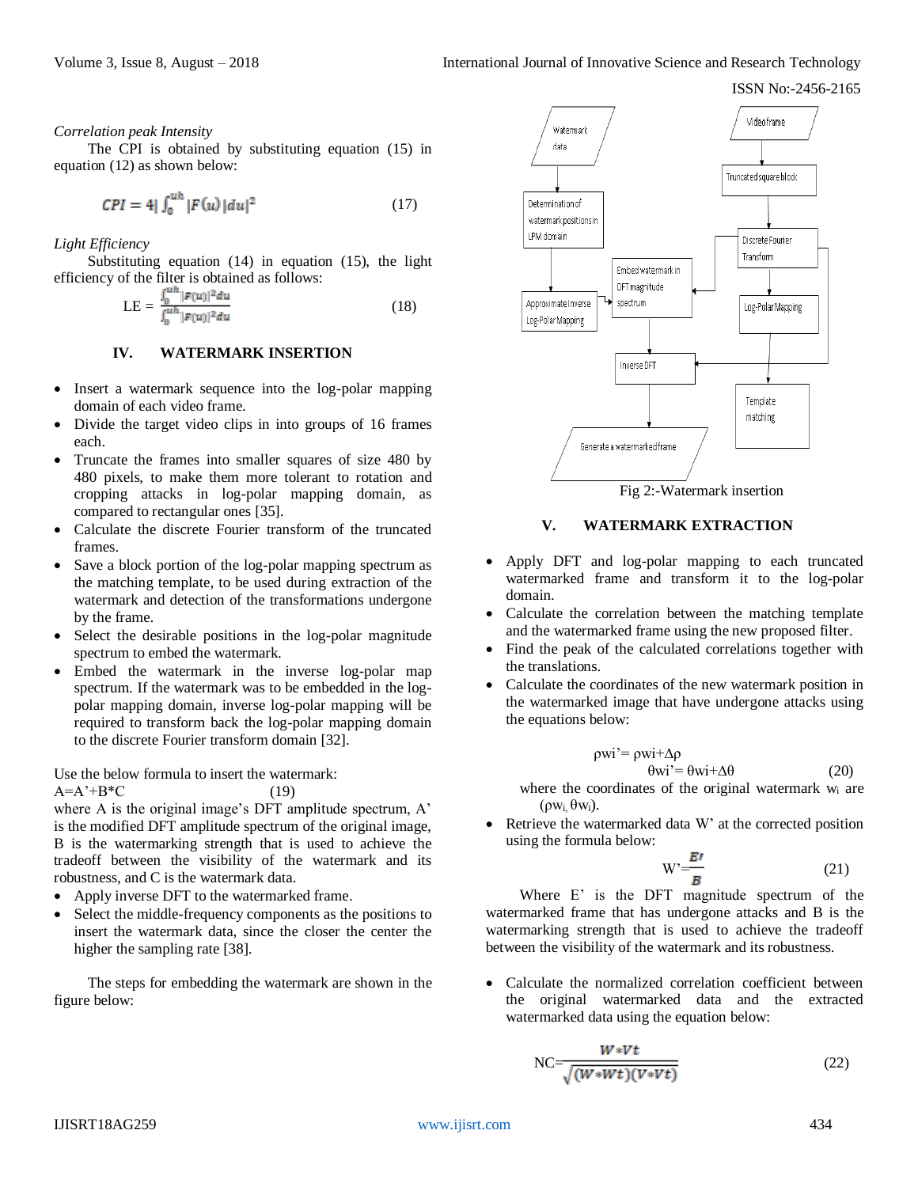*Correlation peak Intensity*

The CPI is obtained by substituting equation (15) in equation (12) as shown below:

$$CPI = 4\left|\int_0^{uh} |F(u)|du\right|^2 \tag{17}$$

*Light Efficiency*

Substituting equation (14) in equation (15), the light efficiency of the filter is obtained as follows:

$$LE = \frac{\int_0^{uh} |F(u)|^2 du}{\int_0^{uh} |F(u)|^2 du} \tag{18}$$

## IV. WATERMARK INSERTION

- Insert a watermark sequence into the log-polar mapping domain of each video frame.
- Divide the target video clips in into groups of 16 frames each.
- Truncate the frames into smaller squares of size 480 by 480 pixels, to make them more tolerant to rotation and cropping attacks in log-polar mapping domain, as compared to rectangular ones [35].
- Calculate the discrete Fourier transform of the truncated frames.
- Save a block portion of the log-polar mapping spectrum as the matching template, to be used during extraction of the watermark and detection of the transformations undergone by the frame.
- Select the desirable positions in the log-polar magnitude spectrum to embed the watermark.
- Embed the watermark in the inverse log-polar map spectrum. If the watermark was to be embedded in the log-polar mapping domain, inverse log-polar mapping will be required to transform back the log-polar mapping domain to the discrete Fourier transform domain [32].

Use the below formula to insert the watermark:

$$A = A' + B*C \tag{19}$$

where A is the original image's DFT amplitude spectrum, A' is the modified DFT amplitude spectrum of the original image, B is the watermarking strength that is used to achieve the tradeoff between the visibility of the watermark and its robustness, and C is the watermark data.

- Apply inverse DFT to the watermarked frame.
- Select the middle-frequency components as the positions to insert the watermark data, since the closer the center the higher the sampling rate [38].

The steps for embedding the watermark are shown in the figure below:

Watermark data → Determination of watermark positions in LPM domain → Approximate Inverse Log-Polar Mapping → Embed watermark in DFT magnitude spectrum → Inverse DFT → Generate a watermarked frame

Video frame → Truncated square block → Discrete Fourier Transform → Log-Polar Mapping → Template matching

Fig 2:-Watermark insertion

## V. WATERMARK EXTRACTION

- Apply DFT and log-polar mapping to each truncated watermarked frame and transform it to the log-polar domain.
- Calculate the correlation between the matching template and the watermarked frame using the new proposed filter.
- Find the peak of the calculated correlations together with the translations.
- Calculate the coordinates of the new watermark position in the watermarked image that have undergone attacks using the equations below:

$$\rho w_i' = \rho w_i + \Delta\rho$$
$$\theta w_i' = \theta w_i + \Delta\theta \tag{20}$$

where the coordinates of the original watermark $w_i$ are $(\rho w_i, \theta w_i)$.

- Retrieve the watermarked data W' at the corrected position using the formula below:

$$W' = \frac{E'}{B} \tag{21}$$

Where E' is the DFT magnitude spectrum of the watermarked frame that has undergone attacks and B is the watermarking strength that is used to achieve the tradeoff between the visibility of the watermark and its robustness.

- Calculate the normalized correlation coefficient between the original watermarked data and the extracted watermarked data using the equation below:

$$NC = \frac{W*Vt}{\sqrt{(W*Wt)(V*Vt)}} \tag{22}$$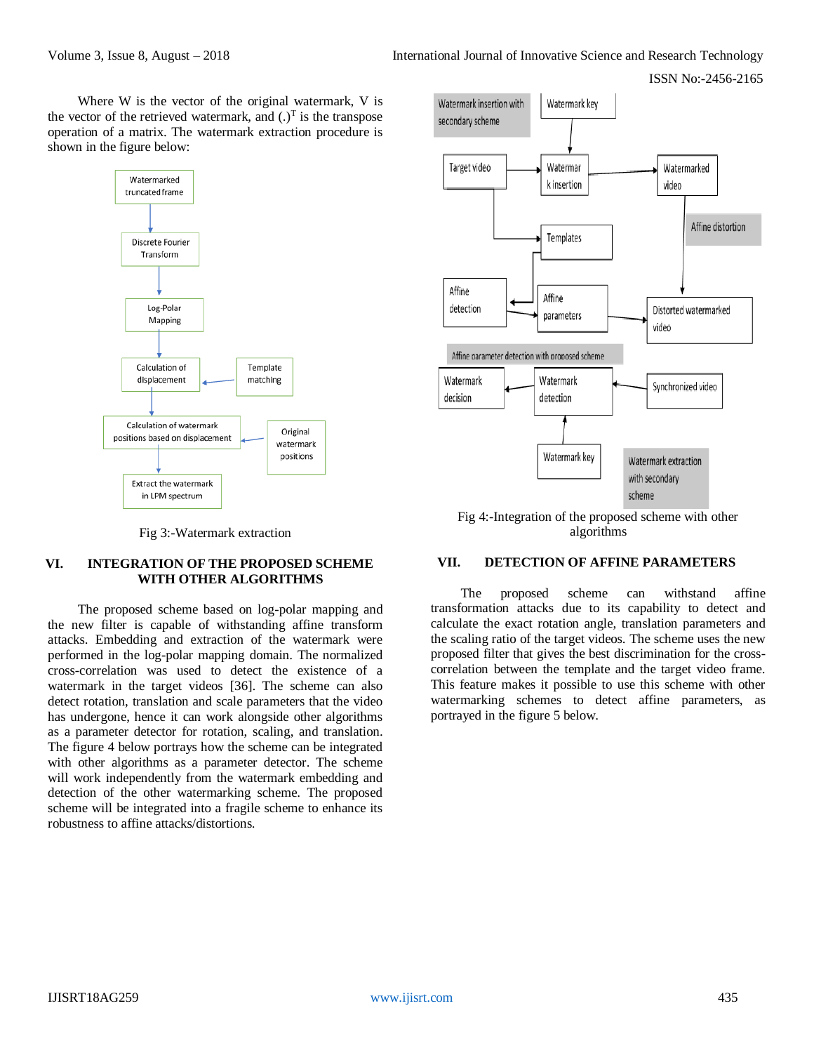Where W is the vector of the original watermark, V is the vector of the retrieved watermark, and $(.)^T$ is the transpose operation of a matrix. The watermark extraction procedure is shown in the figure below:

Fig 3:-Watermark extraction

## VI. INTEGRATION OF THE PROPOSED SCHEME WITH OTHER ALGORITHMS

The proposed scheme based on log-polar mapping and the new filter is capable of withstanding affine transform attacks. Embedding and extraction of the watermark were performed in the log-polar mapping domain. The normalized cross-correlation was used to detect the existence of a watermark in the target videos [36]. The scheme can also detect rotation, translation and scale parameters that the video has undergone, hence it can work alongside other algorithms as a parameter detector for rotation, scaling, and translation. The figure 4 below portrays how the scheme can be integrated with other algorithms as a parameter detector. The scheme will work independently from the watermark embedding and detection of the other watermarking scheme. The proposed scheme will be integrated into a fragile scheme to enhance its robustness to affine attacks/distortions.

Fig 4:-Integration of the proposed scheme with other algorithms

## VII. DETECTION OF AFFINE PARAMETERS

The proposed scheme can withstand affine transformation attacks due to its capability to detect and calculate the exact rotation angle, translation parameters and the scaling ratio of the target videos. The scheme uses the new proposed filter that gives the best discrimination for the cross-correlation between the template and the target video frame. This feature makes it possible to use this scheme with other watermarking schemes to detect affine parameters, as portrayed in the figure 5 below.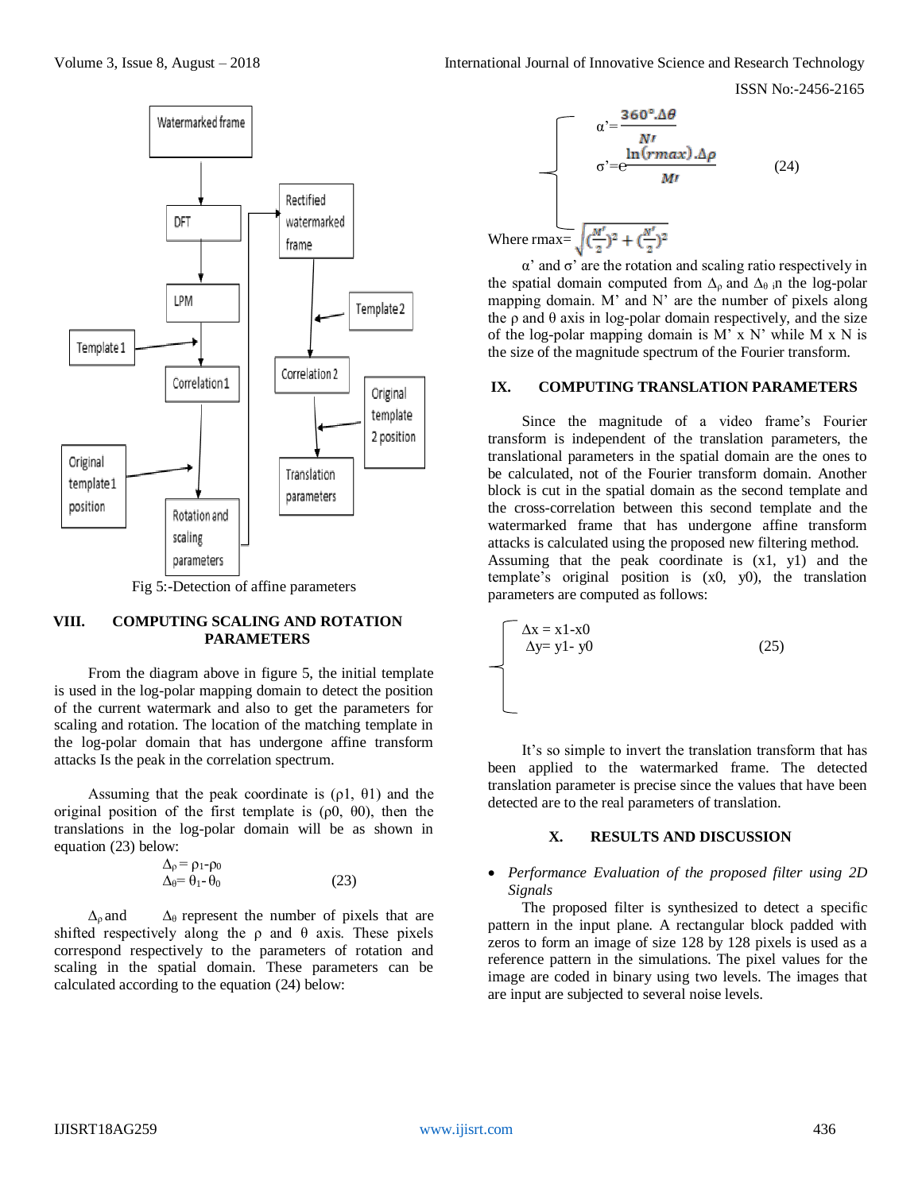Fig 5:-Detection of affine parameters

## VIII. COMPUTING SCALING AND ROTATION PARAMETERS

From the diagram above in figure 5, the initial template is used in the log-polar mapping domain to detect the position of the current watermark and also to get the parameters for scaling and rotation. The location of the matching template in the log-polar domain that has undergone affine transform attacks Is the peak in the correlation spectrum.

Assuming that the peak coordinate is ($\rho 1$, $\theta 1$) and the original position of the first template is ($\rho 0$, $\theta 0$), then the translations in the log-polar domain will be as shown in equation (23) below:

$$\begin{aligned} \Delta_\rho &= \rho_1 - \rho_0 \\ \Delta_\theta &= \theta_1 - \theta_0 \end{aligned} \tag{23}$$

$\Delta_\rho$ and $\Delta_\theta$ represent the number of pixels that are shifted respectively along the $\rho$ and $\theta$ axis. These pixels correspond respectively to the parameters of rotation and scaling in the spatial domain. These parameters can be calculated according to the equation (24) below:

$$\begin{cases} \alpha' = \dfrac{360^\circ . \Delta\theta}{N'} \\ \sigma' = e^{\dfrac{\ln(rmax).\Delta\rho}{M'}} \end{cases} \tag{24}$$

Where rmax= $\sqrt{(\frac{M'}{2})^2 + (\frac{N'}{2})^2}$

$\alpha'$ and $\sigma'$ are the rotation and scaling ratio respectively in the spatial domain computed from $\Delta_\rho$ and $\Delta_\theta$ in the log-polar mapping domain. M' and N' are the number of pixels along the $\rho$ and $\theta$ axis in log-polar domain respectively, and the size of the log-polar mapping domain is M' x N' while M x N is the size of the magnitude spectrum of the Fourier transform.

## IX. COMPUTING TRANSLATION PARAMETERS

Since the magnitude of a video frame's Fourier transform is independent of the translation parameters, the translational parameters in the spatial domain are the ones to be calculated, not of the Fourier transform domain. Another block is cut in the spatial domain as the second template and the cross-correlation between this second template and the watermarked frame that has undergone affine transform attacks is calculated using the proposed new filtering method. Assuming that the peak coordinate is (x1, y1) and the template's original position is (x0, y0), the translation parameters are computed as follows:

$$\begin{cases} \Delta x = x1 - x0 \\ \Delta y = y1 - y0 \end{cases} \tag{25}$$

It's so simple to invert the translation transform that has been applied to the watermarked frame. The detected translation parameter is precise since the values that have been detected are to the real parameters of translation.

## X. RESULTS AND DISCUSSION

- *Performance Evaluation of the proposed filter using 2D Signals*

The proposed filter is synthesized to detect a specific pattern in the input plane. A rectangular block padded with zeros to form an image of size 128 by 128 pixels is used as a reference pattern in the simulations. The pixel values for the image are coded in binary using two levels. The images that are input are subjected to several noise levels.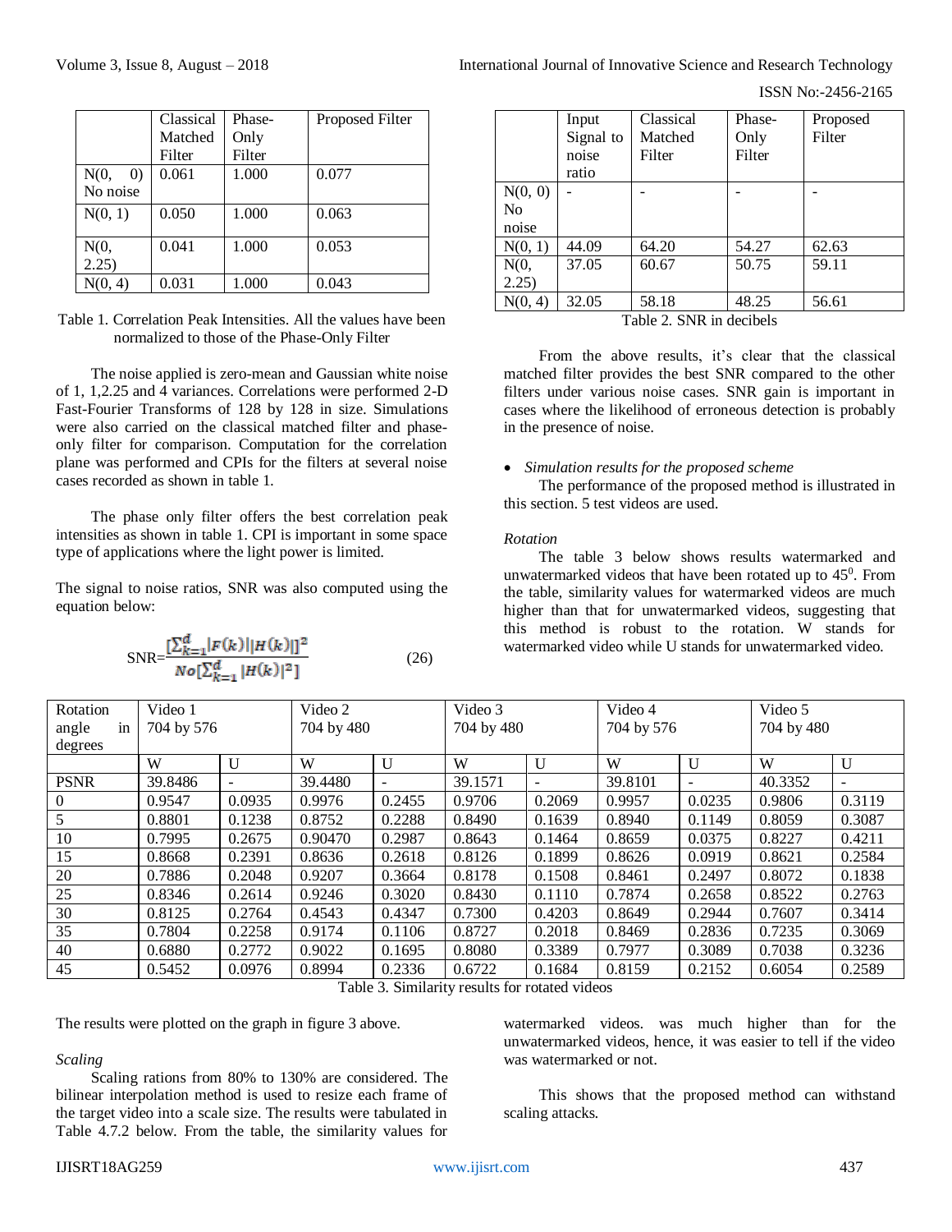| | Classical Matched Filter | Phase-Only Filter | Proposed Filter |
|---|---|---|---|
| N(0, 0) No noise | 0.061 | 1.000 | 0.077 |
| N(0, 1) | 0.050 | 1.000 | 0.063 |
| N(0, 2.25) | 0.041 | 1.000 | 0.053 |
| N(0, 4) | 0.031 | 1.000 | 0.043 |

Table 1. Correlation Peak Intensities. All the values have been normalized to those of the Phase-Only Filter

The noise applied is zero-mean and Gaussian white noise of 1, 1,2.25 and 4 variances. Correlations were performed 2-D Fast-Fourier Transforms of 128 by 128 in size. Simulations were also carried on the classical matched filter and phase-only filter for comparison. Computation for the correlation plane was performed and CPIs for the filters at several noise cases recorded as shown in table 1.

The phase only filter offers the best correlation peak intensities as shown in table 1. CPI is important in some space type of applications where the light power is limited.

The signal to noise ratios, SNR was also computed using the equation below:

$$\text{SNR}=\frac{[\sum_{k=1}^{d}|F(k)||H(k)|]^2}{No[\sum_{k=1}^{d}|H(k)|^2]} \tag{26}$$

| | Input Signal to noise ratio | Classical Matched Filter | Phase-Only Filter | Proposed Filter |
|---|---|---|---|---|
| N(0, 0) No noise | - | - | - | - |
| N(0, 1) | 44.09 | 64.20 | 54.27 | 62.63 |
| N(0, 2.25) | 37.05 | 60.67 | 50.75 | 59.11 |
| N(0, 4) | 32.05 | 58.18 | 48.25 | 56.61 |

Table 2. SNR in decibels

From the above results, it's clear that the classical matched filter provides the best SNR compared to the other filters under various noise cases. SNR gain is important in cases where the likelihood of erroneous detection is probably in the presence of noise.

- *Simulation results for the proposed scheme*

The performance of the proposed method is illustrated in this section. 5 test videos are used.

*Rotation*

The table 3 below shows results watermarked and unwatermarked videos that have been rotated up to 45$^0$. From the table, similarity values for watermarked videos are much higher than that for unwatermarked videos, suggesting that this method is robust to the rotation. W stands for watermarked video while U stands for unwatermarked video.

| Rotation angle in degrees | Video 1 704 by 576 | | Video 2 704 by 480 | | Video 3 704 by 480 | | Video 4 704 by 576 | | Video 5 704 by 480 | |
|---|---|---|---|---|---|---|---|---|---|---|
| | W | U | W | U | W | U | W | U | W | U |
| PSNR | 39.8486 | - | 39.4480 | - | 39.1571 | - | 39.8101 | - | 40.3352 | - |
| 0 | 0.9547 | 0.0935 | 0.9976 | 0.2455 | 0.9706 | 0.2069 | 0.9957 | 0.0235 | 0.9806 | 0.3119 |
| 5 | 0.8801 | 0.1238 | 0.8752 | 0.2288 | 0.8490 | 0.1639 | 0.8940 | 0.1149 | 0.8059 | 0.3087 |
| 10 | 0.7995 | 0.2675 | 0.90470 | 0.2987 | 0.8643 | 0.1464 | 0.8659 | 0.0375 | 0.8227 | 0.4211 |
| 15 | 0.8668 | 0.2391 | 0.8636 | 0.2618 | 0.8126 | 0.1899 | 0.8626 | 0.0919 | 0.8621 | 0.2584 |
| 20 | 0.7886 | 0.2048 | 0.9207 | 0.3664 | 0.8178 | 0.1508 | 0.8461 | 0.2497 | 0.8072 | 0.1838 |
| 25 | 0.8346 | 0.2614 | 0.9246 | 0.3020 | 0.8430 | 0.1110 | 0.7874 | 0.2658 | 0.8522 | 0.2763 |
| 30 | 0.8125 | 0.2764 | 0.4543 | 0.4347 | 0.7300 | 0.4203 | 0.8649 | 0.2944 | 0.7607 | 0.3414 |
| 35 | 0.7804 | 0.2258 | 0.9174 | 0.1106 | 0.8727 | 0.2018 | 0.8469 | 0.2836 | 0.7235 | 0.3069 |
| 40 | 0.6880 | 0.2772 | 0.9022 | 0.1695 | 0.8080 | 0.3389 | 0.7977 | 0.3089 | 0.7038 | 0.3236 |
| 45 | 0.5452 | 0.0976 | 0.8994 | 0.2336 | 0.6722 | 0.1684 | 0.8159 | 0.2152 | 0.6054 | 0.2589 |

Table 3. Similarity results for rotated videos

The results were plotted on the graph in figure 3 above.

*Scaling*

Scaling rations from 80% to 130% are considered. The bilinear interpolation method is used to resize each frame of the target video into a scale size. The results were tabulated in Table 4.7.2 below. From the table, the similarity values for watermarked videos. was much higher than for the unwatermarked videos, hence, it was easier to tell if the video was watermarked or not.

This shows that the proposed method can withstand scaling attacks.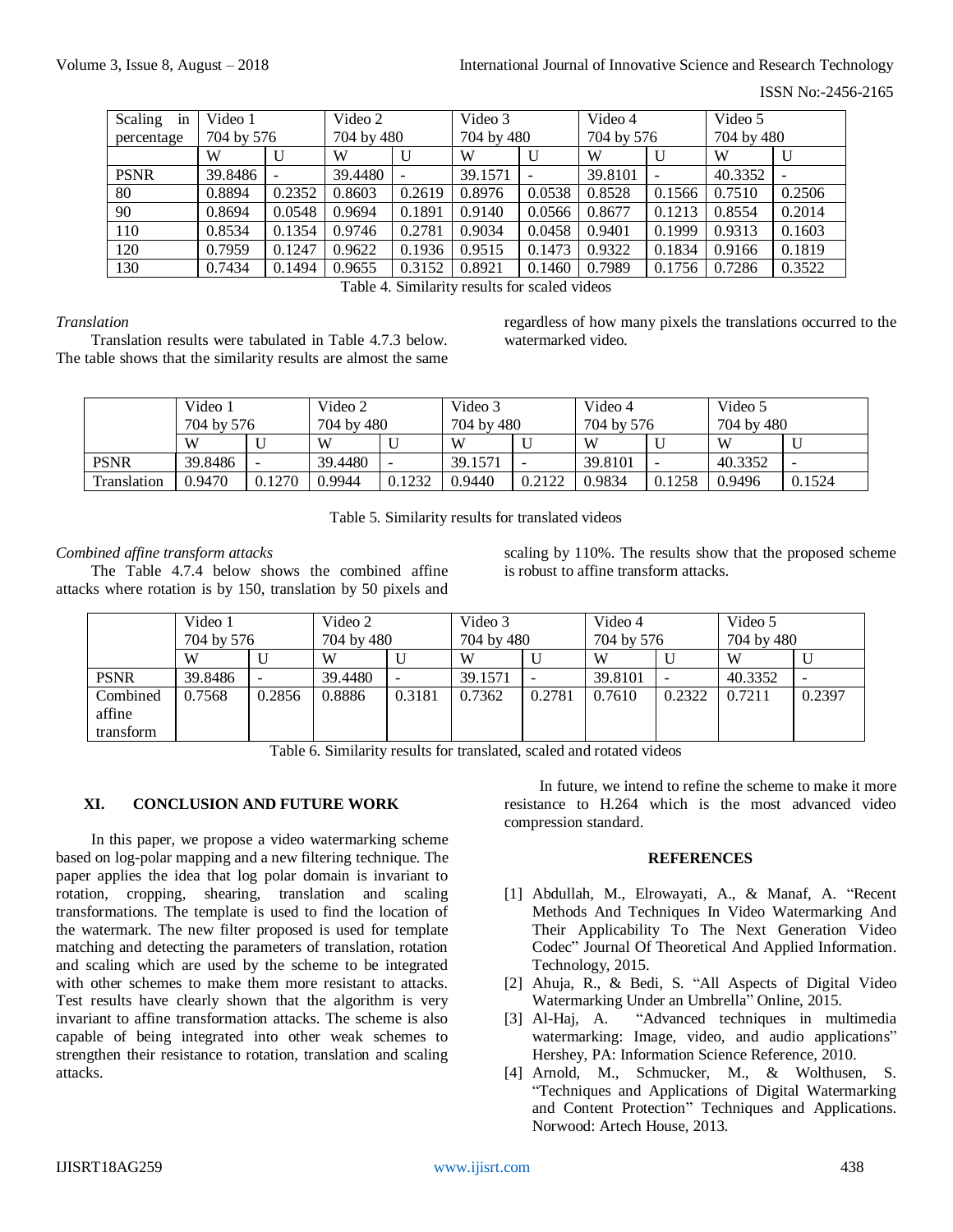| Scaling in percentage | Video 1 704 by 576 | | Video 2 704 by 480 | | Video 3 704 by 480 | | Video 4 704 by 576 | | Video 5 704 by 480 | |
|---|---|---|---|---|---|---|---|---|---|---|
| | W | U | W | U | W | U | W | U | W | U |
| PSNR | 39.8486 | - | 39.4480 | - | 39.1571 | - | 39.8101 | - | 40.3352 | - |
| 80 | 0.8894 | 0.2352 | 0.8603 | 0.2619 | 0.8976 | 0.0538 | 0.8528 | 0.1566 | 0.7510 | 0.2506 |
| 90 | 0.8694 | 0.0548 | 0.9694 | 0.1891 | 0.9140 | 0.0566 | 0.8677 | 0.1213 | 0.8554 | 0.2014 |
| 110 | 0.8534 | 0.1354 | 0.9746 | 0.2781 | 0.9034 | 0.0458 | 0.9401 | 0.1999 | 0.9313 | 0.1603 |
| 120 | 0.7959 | 0.1247 | 0.9622 | 0.1936 | 0.9515 | 0.1473 | 0.9322 | 0.1834 | 0.9166 | 0.1819 |
| 130 | 0.7434 | 0.1494 | 0.9655 | 0.3152 | 0.8921 | 0.1460 | 0.7989 | 0.1756 | 0.7286 | 0.3522 |

Table 4. Similarity results for scaled videos

*Translation*

Translation results were tabulated in Table 4.7.3 below. The table shows that the similarity results are almost the same regardless of how many pixels the translations occurred to the watermarked video.

| | Video 1 704 by 576 | | Video 2 704 by 480 | | Video 3 704 by 480 | | Video 4 704 by 576 | | Video 5 704 by 480 | |
|---|---|---|---|---|---|---|---|---|---|---|
| | W | U | W | U | W | U | W | U | W | U |
| PSNR | 39.8486 | - | 39.4480 | - | 39.1571 | - | 39.8101 | - | 40.3352 | - |
| Translation | 0.9470 | 0.1270 | 0.9944 | 0.1232 | 0.9440 | 0.2122 | 0.9834 | 0.1258 | 0.9496 | 0.1524 |

Table 5. Similarity results for translated videos

*Combined affine transform attacks*

The Table 4.7.4 below shows the combined affine attacks where rotation is by 150, translation by 50 pixels and scaling by 110%. The results show that the proposed scheme is robust to affine transform attacks.

| | Video 1 704 by 576 | | Video 2 704 by 480 | | Video 3 704 by 480 | | Video 4 704 by 576 | | Video 5 704 by 480 | |
|---|---|---|---|---|---|---|---|---|---|---|
| | W | U | W | U | W | U | W | U | W | U |
| PSNR | 39.8486 | - | 39.4480 | - | 39.1571 | - | 39.8101 | - | 40.3352 | - |
| Combined affine transform | 0.7568 | 0.2856 | 0.8886 | 0.3181 | 0.7362 | 0.2781 | 0.7610 | 0.2322 | 0.7211 | 0.2397 |

Table 6. Similarity results for translated, scaled and rotated videos

## XI. CONCLUSION AND FUTURE WORK

In this paper, we propose a video watermarking scheme based on log-polar mapping and a new filtering technique. The paper applies the idea that log polar domain is invariant to rotation, cropping, shearing, translation and scaling transformations. The template is used to find the location of the watermark. The new filter proposed is used for template matching and detecting the parameters of translation, rotation and scaling which are used by the scheme to be integrated with other schemes to make them more resistant to attacks. Test results have clearly shown that the algorithm is very invariant to affine transformation attacks. The scheme is also capable of being integrated into other weak schemes to strengthen their resistance to rotation, translation and scaling attacks.

In future, we intend to refine the scheme to make it more resistance to H.264 which is the most advanced video compression standard.

## REFERENCES

[1] Abdullah, M., Elrowayati, A., & Manaf, A. "Recent Methods And Techniques In Video Watermarking And Their Applicability To The Next Generation Video Codec" Journal Of Theoretical And Applied Information. Technology, 2015.

[2] Ahuja, R., & Bedi, S. "All Aspects of Digital Video Watermarking Under an Umbrella" Online, 2015.

[3] Al-Haj, A. "Advanced techniques in multimedia watermarking: Image, video, and audio applications" Hershey, PA: Information Science Reference, 2010.

[4] Arnold, M., Schmucker, M., & Wolthusen, S. "Techniques and Applications of Digital Watermarking and Content Protection" Techniques and Applications. Norwood: Artech House, 2013.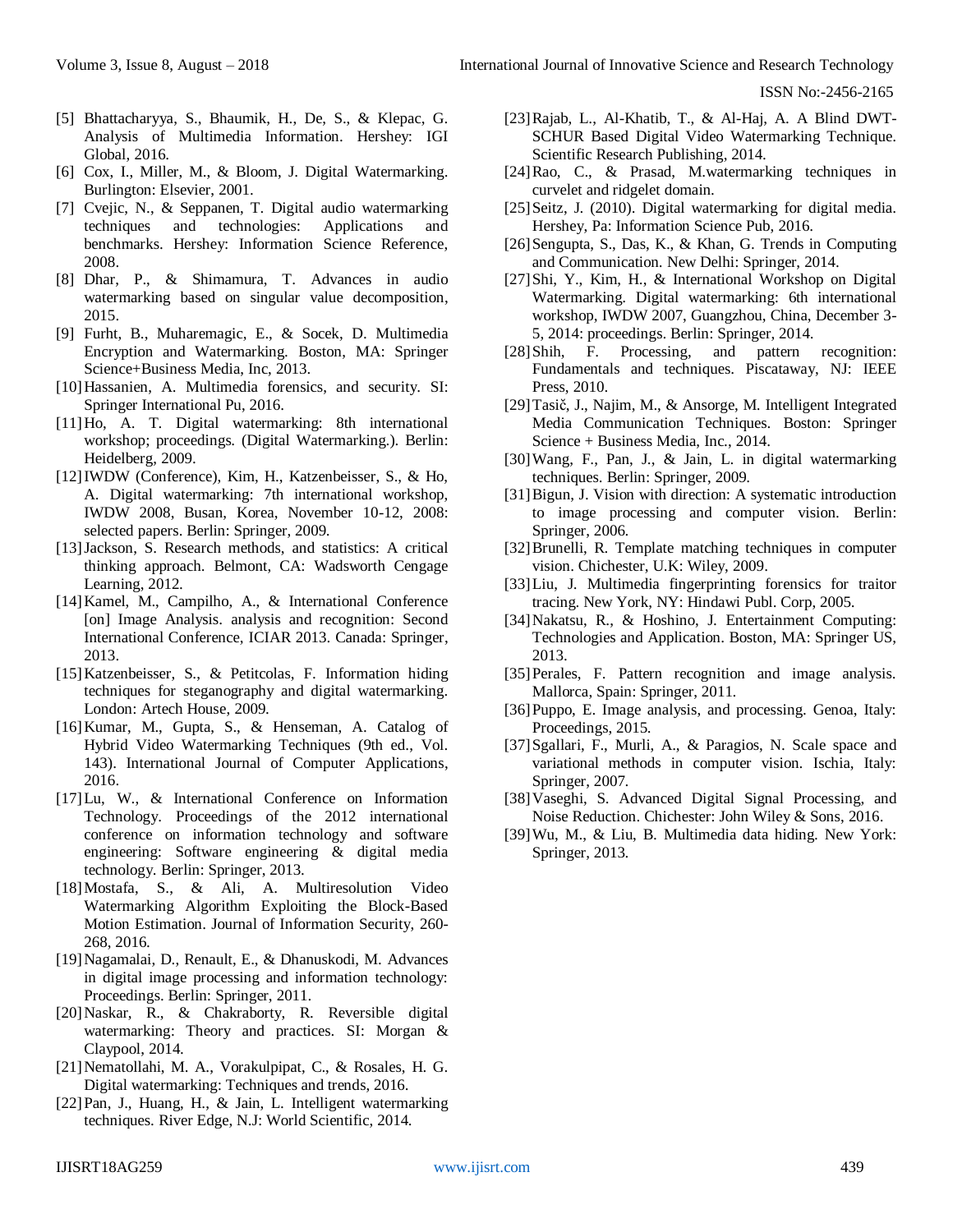[5] Bhattacharyya, S., Bhaumik, H., De, S., & Klepac, G. Analysis of Multimedia Information. Hershey: IGI Global, 2016.

[6] Cox, I., Miller, M., & Bloom, J. Digital Watermarking. Burlington: Elsevier, 2001.

[7] Cvejic, N., & Seppanen, T. Digital audio watermarking techniques and technologies: Applications and benchmarks. Hershey: Information Science Reference, 2008.

[8] Dhar, P., & Shimamura, T. Advances in audio watermarking based on singular value decomposition, 2015.

[9] Furht, B., Muharemagic, E., & Socek, D. Multimedia Encryption and Watermarking. Boston, MA: Springer Science+Business Media, Inc, 2013.

[10] Hassanien, A. Multimedia forensics, and security. SI: Springer International Pu, 2016.

[11] Ho, A. T. Digital watermarking: 8th international workshop; proceedings. (Digital Watermarking.). Berlin: Heidelberg, 2009.

[12] IWDW (Conference), Kim, H., Katzenbeisser, S., & Ho, A. Digital watermarking: 7th international workshop, IWDW 2008, Busan, Korea, November 10-12, 2008: selected papers. Berlin: Springer, 2009.

[13] Jackson, S. Research methods, and statistics: A critical thinking approach. Belmont, CA: Wadsworth Cengage Learning, 2012.

[14] Kamel, M., Campilho, A., & International Conference [on] Image Analysis. analysis and recognition: Second International Conference, ICIAR 2013. Canada: Springer, 2013.

[15] Katzenbeisser, S., & Petitcolas, F. Information hiding techniques for steganography and digital watermarking. London: Artech House, 2009.

[16] Kumar, M., Gupta, S., & Henseman, A. Catalog of Hybrid Video Watermarking Techniques (9th ed., Vol. 143). International Journal of Computer Applications, 2016.

[17] Lu, W., & International Conference on Information Technology. Proceedings of the 2012 international conference on information technology and software engineering: Software engineering & digital media technology. Berlin: Springer, 2013.

[18] Mostafa, S., & Ali, A. Multiresolution Video Watermarking Algorithm Exploiting the Block-Based Motion Estimation. Journal of Information Security, 260-268, 2016.

[19] Nagamalai, D., Renault, E., & Dhanuskodi, M. Advances in digital image processing and information technology: Proceedings. Berlin: Springer, 2011.

[20] Naskar, R., & Chakraborty, R. Reversible digital watermarking: Theory and practices. SI: Morgan & Claypool, 2014.

[21] Nematollahi, M. A., Vorakulpipat, C., & Rosales, H. G. Digital watermarking: Techniques and trends, 2016.

[22] Pan, J., Huang, H., & Jain, L. Intelligent watermarking techniques. River Edge, N.J: World Scientific, 2014.

[23] Rajab, L., Al-Khatib, T., & Al-Haj, A. A Blind DWT-SCHUR Based Digital Video Watermarking Technique. Scientific Research Publishing, 2014.

[24] Rao, C., & Prasad, M.watermarking techniques in curvelet and ridgelet domain.

[25] Seitz, J. (2010). Digital watermarking for digital media. Hershey, Pa: Information Science Pub, 2016.

[26] Sengupta, S., Das, K., & Khan, G. Trends in Computing and Communication. New Delhi: Springer, 2014.

[27] Shi, Y., Kim, H., & International Workshop on Digital Watermarking. Digital watermarking: 6th international workshop, IWDW 2007, Guangzhou, China, December 3-5, 2014: proceedings. Berlin: Springer, 2014.

[28] Shih, F. Processing, and pattern recognition: Fundamentals and techniques. Piscataway, NJ: IEEE Press, 2010.

[29] Tasič, J., Najim, M., & Ansorge, M. Intelligent Integrated Media Communication Techniques. Boston: Springer Science + Business Media, Inc., 2014.

[30] Wang, F., Pan, J., & Jain, L. in digital watermarking techniques. Berlin: Springer, 2009.

[31] Bigun, J. Vision with direction: A systematic introduction to image processing and computer vision. Berlin: Springer, 2006.

[32] Brunelli, R. Template matching techniques in computer vision. Chichester, U.K: Wiley, 2009.

[33] Liu, J. Multimedia fingerprinting forensics for traitor tracing. New York, NY: Hindawi Publ. Corp, 2005.

[34] Nakatsu, R., & Hoshino, J. Entertainment Computing: Technologies and Application. Boston, MA: Springer US, 2013.

[35] Perales, F. Pattern recognition and image analysis. Mallorca, Spain: Springer, 2011.

[36] Puppo, E. Image analysis, and processing. Genoa, Italy: Proceedings, 2015.

[37] Sgallari, F., Murli, A., & Paragios, N. Scale space and variational methods in computer vision. Ischia, Italy: Springer, 2007.

[38] Vaseghi, S. Advanced Digital Signal Processing, and Noise Reduction. Chichester: John Wiley & Sons, 2016.

[39] Wu, M., & Liu, B. Multimedia data hiding. New York: Springer, 2013.